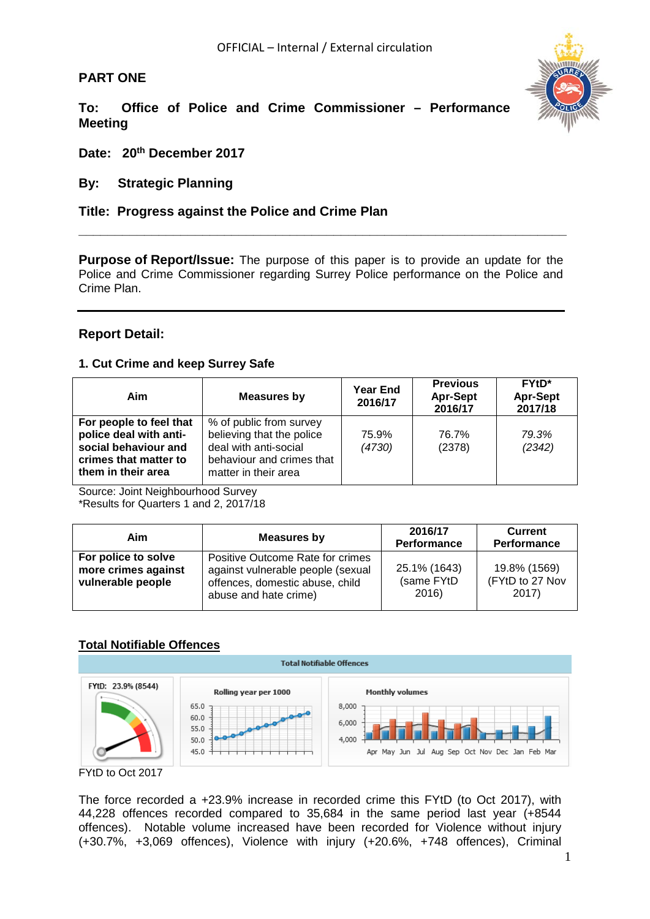OFFICIAL – Internal / External circulation

**PART ONE**

**To: Office of Police and Crime Commissioner – Performance Meeting**

**Date: 20th December 2017**

**By: Strategic Planning**

**Title: Progress against the Police and Crime Plan**

---

**Purpose of Report/Issue:** The purpose of this paper is to provide an update for the Police and Crime Commissioner regarding Surrey Police performance on the Police and Crime Plan.

---

## Report Detail:

### 1. Cut Crime and keep Surrey Safe

| Aim | Measures by | Year End 2016/17 | Previous Apr-Sept 2016/17 | FYtD* Apr-Sept 2017/18 |
|---|---|---|---|---|
| **For people to feel that police deal with anti-social behaviour and crimes that matter to them in their area** | % of public from survey believing that the police deal with anti-social behaviour and crimes that matter in their area | 75.9% *(4730)* | 76.7% (2378) | *79.3% (2342)* |

Source: Joint Neighbourhood Survey
*Results for Quarters 1 and 2, 2017/18

| Aim | Measures by | 2016/17 Performance | Current Performance |
|---|---|---|---|
| **For police to solve more crimes against vulnerable people** | Positive Outcome Rate for crimes against vulnerable people (sexual offences, domestic abuse, child abuse and hate crime) | 25.1% (1643) (same FYtD 2016) | 19.8% (1569) (FYtD to 27 Nov 2017) |

**Total Notifiable Offences**

Total Notifiable Offences

FYtD: 23.9% (8544)

Rolling year per 1000

Monthly volumes

FYtD to Oct 2017

The force recorded a +23.9% increase in recorded crime this FYtD (to Oct 2017), with 44,228 offences recorded compared to 35,684 in the same period last year (+8544 offences). Notable volume increased have been recorded for Violence without injury (+30.7%, +3,069 offences), Violence with injury (+20.6%, +748 offences), Criminal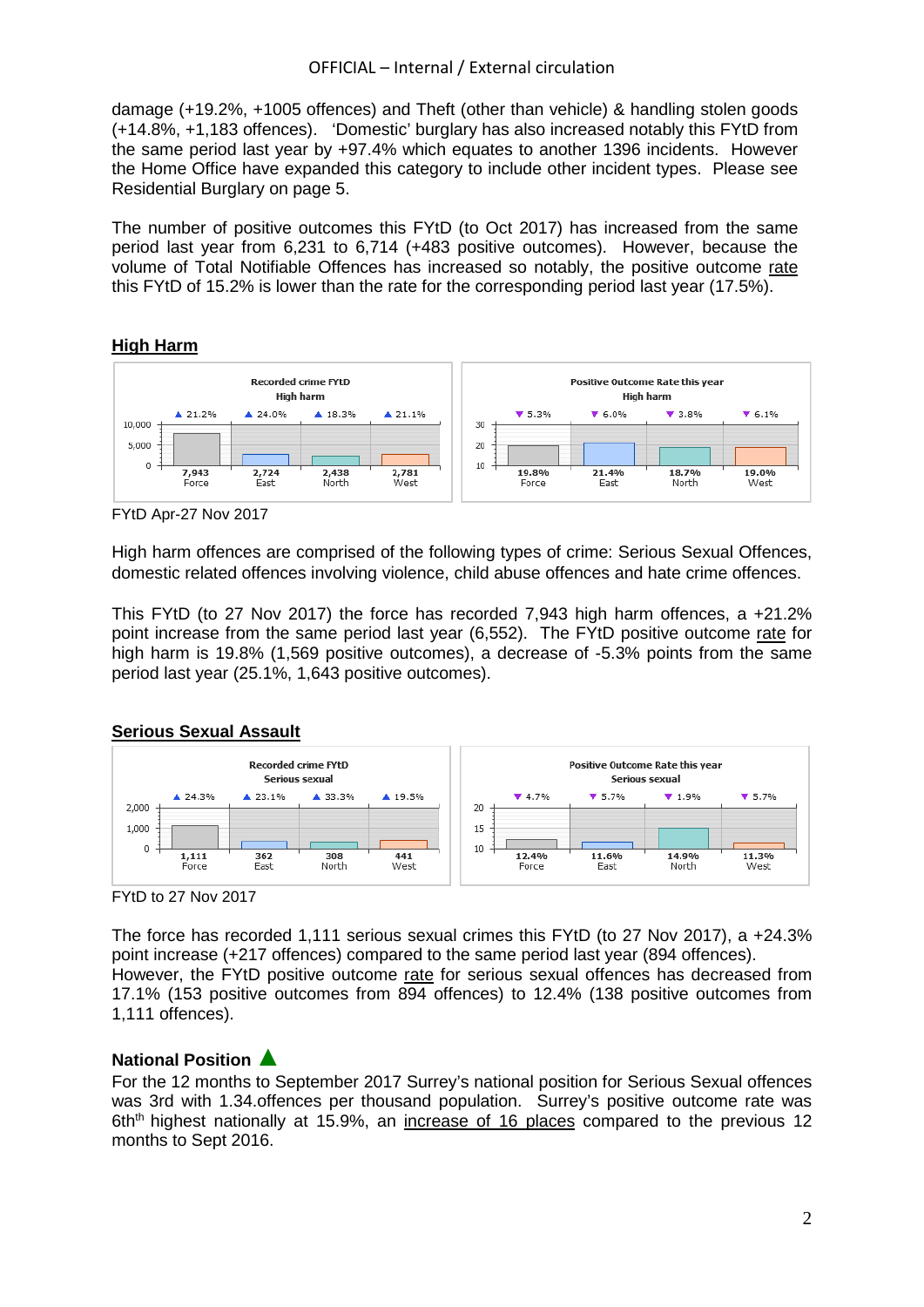damage (+19.2%, +1005 offences) and Theft (other than vehicle) & handling stolen goods (+14.8%, +1,183 offences). 'Domestic' burglary has also increased notably this FYtD from the same period last year by +97.4% which equates to another 1396 incidents. However the Home Office have expanded this category to include other incident types. Please see Residential Burglary on page 5.

The number of positive outcomes this FYtD (to Oct 2017) has increased from the same period last year from 6,231 to 6,714 (+483 positive outcomes). However, because the volume of Total Notifiable Offences has increased so notably, the positive outcome rate this FYtD of 15.2% is lower than the rate for the corresponding period last year (17.5%).

## High Harm

**Recorded crime FYtD – High harm**

| | Force | East | North | West |
|---|---|---|---|---|
| Change | ▲ 21.2% | ▲ 24.0% | ▲ 18.3% | ▲ 21.1% |
| Recorded crime | 7,943 | 2,724 | 2,438 | 2,781 |

**Positive Outcome Rate this year – High harm**

| | Force | East | North | West |
|---|---|---|---|---|
| Change | ▼ 5.3% | ▼ 6.0% | ▼ 3.8% | ▼ 6.1% |
| Positive outcome rate | 19.8% | 21.4% | 18.7% | 19.0% |

FYtD Apr-27 Nov 2017

High harm offences are comprised of the following types of crime: Serious Sexual Offences, domestic related offences involving violence, child abuse offences and hate crime offences.

This FYtD (to 27 Nov 2017) the force has recorded 7,943 high harm offences, a +21.2% point increase from the same period last year (6,552). The FYtD positive outcome rate for high harm is 19.8% (1,569 positive outcomes), a decrease of -5.3% points from the same period last year (25.1%, 1,643 positive outcomes).

## Serious Sexual Assault

**Recorded crime FYtD – Serious sexual**

| | Force | East | North | West |
|---|---|---|---|---|
| Change | ▲ 24.3% | ▲ 23.1% | ▲ 33.3% | ▲ 19.5% |
| Recorded crime | 1,111 | 362 | 308 | 441 |

**Positive Outcome Rate this year – Serious sexual**

| | Force | East | North | West |
|---|---|---|---|---|
| Change | ▼ 4.7% | ▼ 5.7% | ▼ 1.9% | ▼ 5.7% |
| Positive outcome rate | 12.4% | 11.6% | 14.9% | 11.3% |

FYtD to 27 Nov 2017

The force has recorded 1,111 serious sexual crimes this FYtD (to 27 Nov 2017), a +24.3% point increase (+217 offences) compared to the same period last year (894 offences). However, the FYtD positive outcome rate for serious sexual offences has decreased from 17.1% (153 positive outcomes from 894 offences) to 12.4% (138 positive outcomes from 1,111 offences).

### National Position ▲

For the 12 months to September 2017 Surrey's national position for Serious Sexual offences was 3rd with 1.34.offences per thousand population. Surrey's positive outcome rate was 6th highest nationally at 15.9%, an increase of 16 places compared to the previous 12 months to Sept 2016.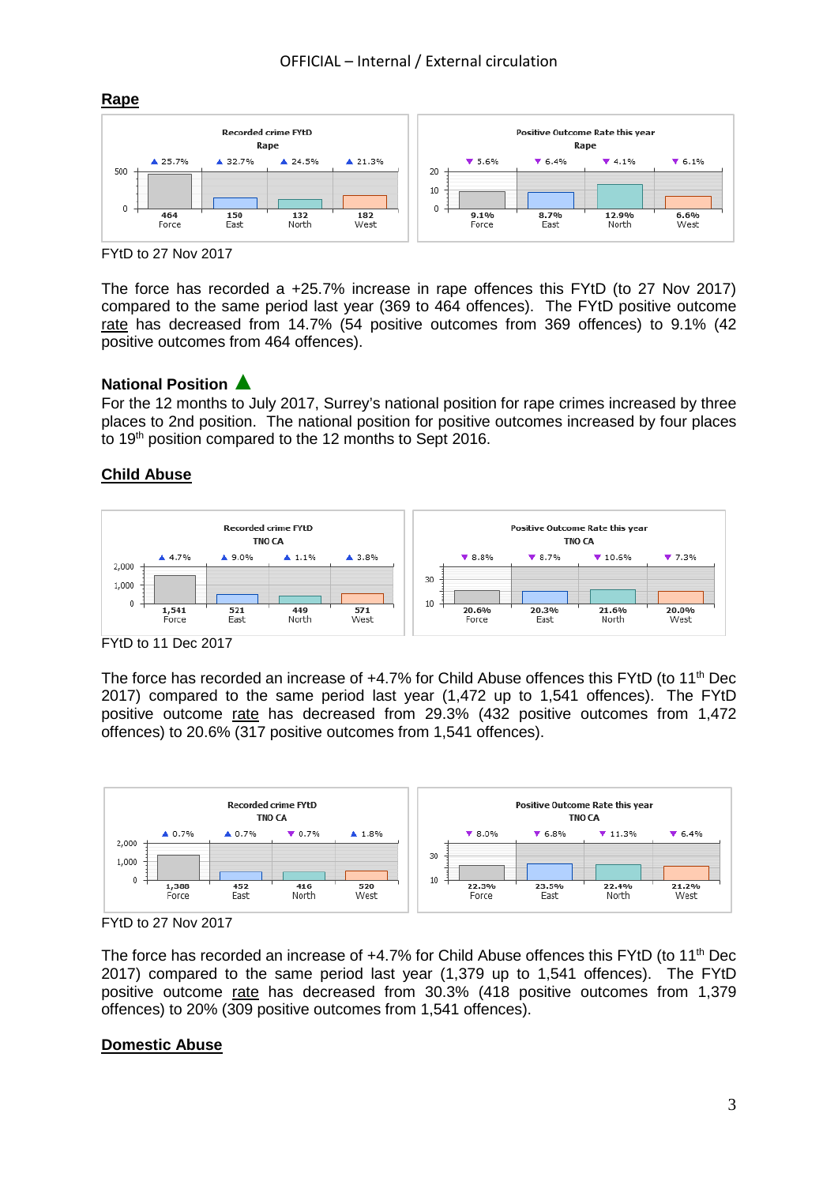## Rape

| Recorded crime FYtD – Rape | Force | East | North | West |
|---|---|---|---|---|
| Count | 464 | 150 | 132 | 182 |
| Change | ▲ 25.7% | ▲ 32.7% | ▲ 24.5% | ▲ 21.3% |

| Positive Outcome Rate this year – Rape | Force | East | North | West |
|---|---|---|---|---|
| Rate | 9.1% | 8.7% | 12.9% | 6.6% |
| Change | ▼ 5.6% | ▼ 6.4% | ▼ 4.1% | ▼ 6.1% |

FYtD to 27 Nov 2017

The force has recorded a +25.7% increase in rape offences this FYtD (to 27 Nov 2017) compared to the same period last year (369 to 464 offences). The FYtD positive outcome rate has decreased from 14.7% (54 positive outcomes from 369 offences) to 9.1% (42 positive outcomes from 464 offences).

### National Position ▲

For the 12 months to July 2017, Surrey's national position for rape crimes increased by three places to 2nd position. The national position for positive outcomes increased by four places to 19th position compared to the 12 months to Sept 2016.

## Child Abuse

| Recorded crime FYtD – TNO CA | Force | East | North | West |
|---|---|---|---|---|
| Count | 1,541 | 521 | 449 | 571 |
| Change | ▲ 4.7% | ▲ 9.0% | ▲ 1.1% | ▲ 3.8% |

| Positive Outcome Rate this year – TNO CA | Force | East | North | West |
|---|---|---|---|---|
| Rate | 20.6% | 20.3% | 21.6% | 20.0% |
| Change | ▼ 8.8% | ▼ 8.7% | ▼ 10.6% | ▼ 7.3% |

FYtD to 11 Dec 2017

The force has recorded an increase of +4.7% for Child Abuse offences this FYtD (to 11th Dec 2017) compared to the same period last year (1,472 up to 1,541 offences). The FYtD positive outcome rate has decreased from 29.3% (432 positive outcomes from 1,472 offences) to 20.6% (317 positive outcomes from 1,541 offences).

| Recorded crime FYtD – TNO CA | Force | East | North | West |
|---|---|---|---|---|
| Count | 1,388 | 452 | 416 | 520 |
| Change | ▲ 0.7% | ▲ 0.7% | ▼ 0.7% | ▲ 1.8% |

| Positive Outcome Rate this year – TNO CA | Force | East | North | West |
|---|---|---|---|---|
| Rate | 22.3% | 23.5% | 22.4% | 21.2% |
| Change | ▼ 8.0% | ▼ 6.8% | ▼ 11.3% | ▼ 6.4% |

FYtD to 27 Nov 2017

The force has recorded an increase of +4.7% for Child Abuse offences this FYtD (to 11th Dec 2017) compared to the same period last year (1,379 up to 1,541 offences). The FYtD positive outcome rate has decreased from 30.3% (418 positive outcomes from 1,379 offences) to 20% (309 positive outcomes from 1,541 offences).

## Domestic Abuse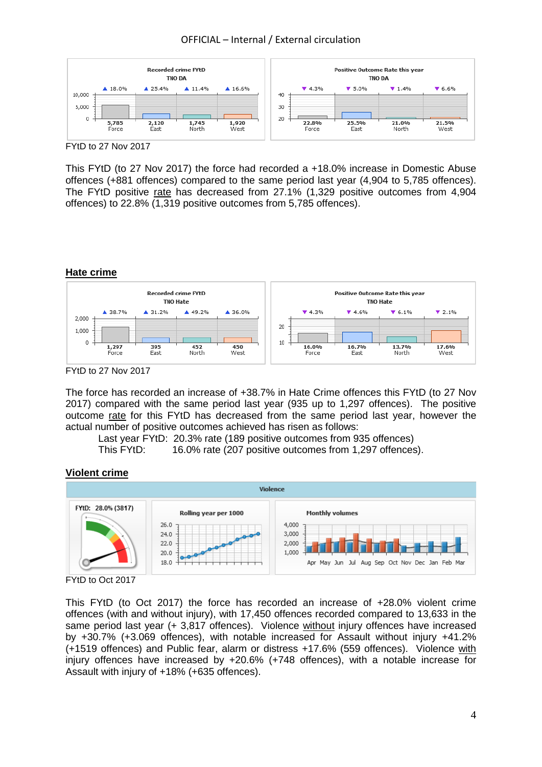FYtD to 27 Nov 2017

This FYtD (to 27 Nov 2017) the force had recorded a +18.0% increase in Domestic Abuse offences (+881 offences) compared to the same period last year (4,904 to 5,785 offences). The FYtD positive rate has decreased from 27.1% (1,329 positive outcomes from 4,904 offences) to 22.8% (1,319 positive outcomes from 5,785 offences).

## Hate crime

FYtD to 27 Nov 2017

The force has recorded an increase of +38.7% in Hate Crime offences this FYtD (to 27 Nov 2017) compared with the same period last year (935 up to 1,297 offences). The positive outcome rate for this FYtD has decreased from the same period last year, however the actual number of positive outcomes achieved has risen as follows:

Last year FYtD: 20.3% rate (189 positive outcomes from 935 offences)
This FYtD: 16.0% rate (207 positive outcomes from 1,297 offences).

## Violent crime

FYtD to Oct 2017

This FYtD (to Oct 2017) the force has recorded an increase of +28.0% violent crime offences (with and without injury), with 17,450 offences recorded compared to 13,633 in the same period last year (+ 3,817 offences). Violence without injury offences have increased by +30.7% (+3.069 offences), with notable increased for Assault without injury +41.2% (+1519 offences) and Public fear, alarm or distress +17.6% (559 offences). Violence with injury offences have increased by +20.6% (+748 offences), with a notable increase for Assault with injury of +18% (+635 offences).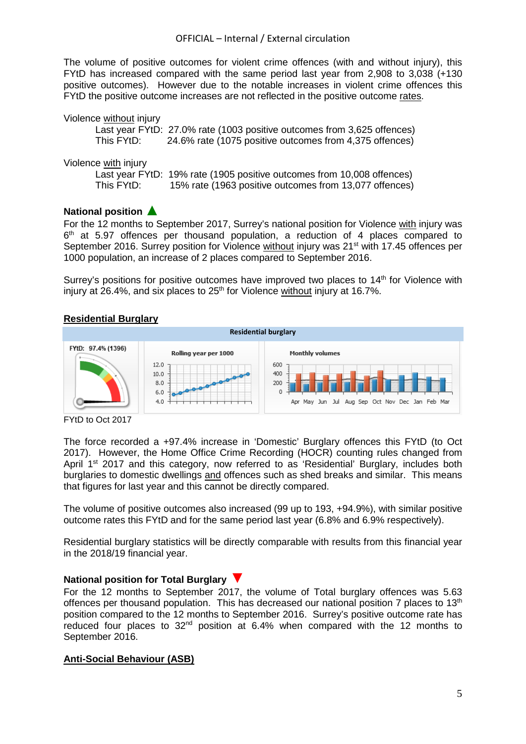The volume of positive outcomes for violent crime offences (with and without injury), this FYtD has increased compared with the same period last year from 2,908 to 3,038 (+130 positive outcomes). However due to the notable increases in violent crime offences this FYtD the positive outcome increases are not reflected in the positive outcome rates.

Violence without injury

Last year FYtD: 27.0% rate (1003 positive outcomes from 3,625 offences)
This FYtD: 24.6% rate (1075 positive outcomes from 4,375 offences)

Violence with injury

Last year FYtD: 19% rate (1905 positive outcomes from 10,008 offences)
This FYtD: 15% rate (1963 positive outcomes from 13,077 offences)

**National position ▲**

For the 12 months to September 2017, Surrey's national position for Violence with injury was 6th at 5.97 offences per thousand population, a reduction of 4 places compared to September 2016. Surrey position for Violence without injury was 21st with 17.45 offences per 1000 population, an increase of 2 places compared to September 2016.

Surrey's positions for positive outcomes have improved two places to 14th for Violence with injury at 26.4%, and six places to 25th for Violence without injury at 16.7%.

## Residential Burglary

Residential burglary

FYtD: 97.4% (1396)

Rolling year per 1000

Monthly volumes

FYtD to Oct 2017

The force recorded a +97.4% increase in 'Domestic' Burglary offences this FYtD (to Oct 2017). However, the Home Office Crime Recording (HOCR) counting rules changed from April 1st 2017 and this category, now referred to as 'Residential' Burglary, includes both burglaries to domestic dwellings and offences such as shed breaks and similar. This means that figures for last year and this cannot be directly compared.

The volume of positive outcomes also increased (99 up to 193, +94.9%), with similar positive outcome rates this FYtD and for the same period last year (6.8% and 6.9% respectively).

Residential burglary statistics will be directly comparable with results from this financial year in the 2018/19 financial year.

**National position for Total Burglary ▼**

For the 12 months to September 2017, the volume of Total burglary offences was 5.63 offences per thousand population. This has decreased our national position 7 places to 13th position compared to the 12 months to September 2016. Surrey's positive outcome rate has reduced four places to 32nd position at 6.4% when compared with the 12 months to September 2016.

## Anti-Social Behaviour (ASB)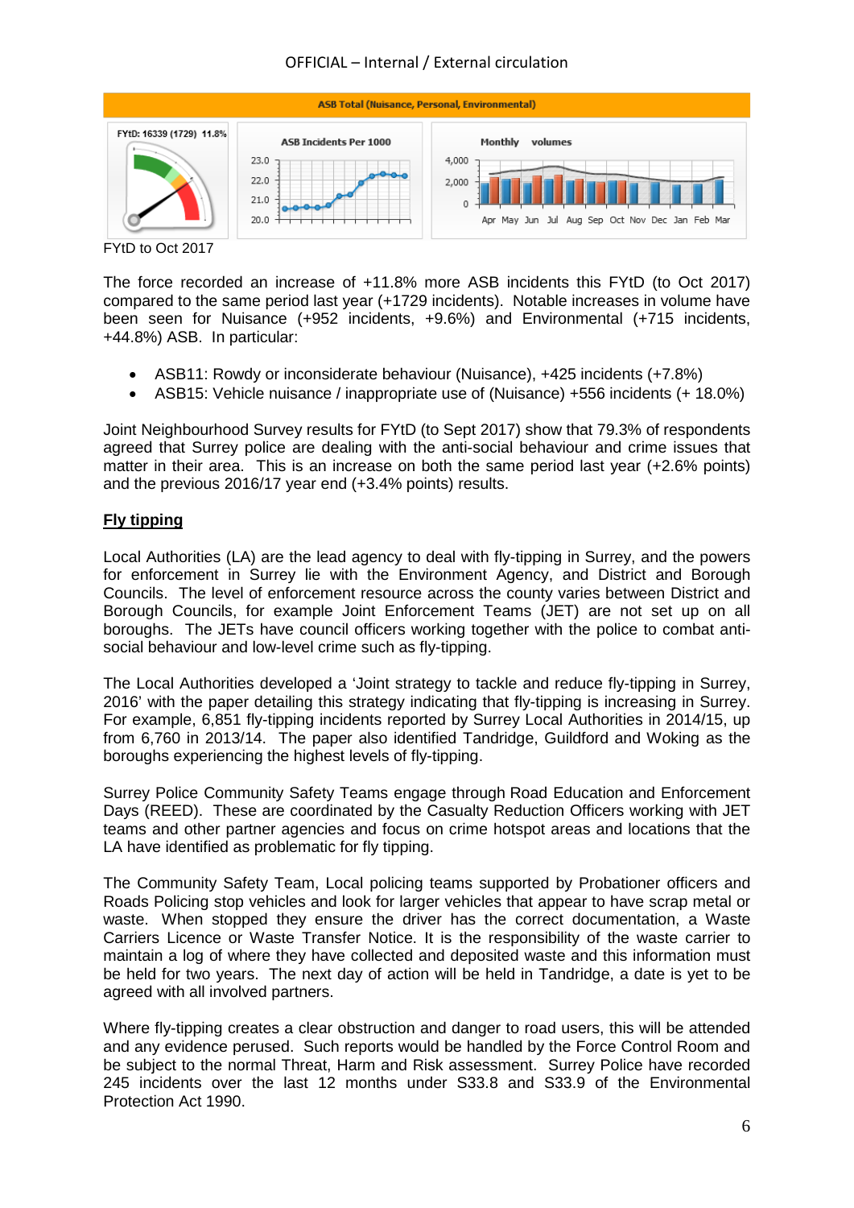ASB Total (Nuisance, Personal, Environmental)

FYtD: 16339 (1729) 11.8%

ASB Incidents Per 1000

Monthly volumes

FYtD to Oct 2017

The force recorded an increase of +11.8% more ASB incidents this FYtD (to Oct 2017) compared to the same period last year (+1729 incidents). Notable increases in volume have been seen for Nuisance (+952 incidents, +9.6%) and Environmental (+715 incidents, +44.8%) ASB. In particular:

- ASB11: Rowdy or inconsiderate behaviour (Nuisance), +425 incidents (+7.8%)
- ASB15: Vehicle nuisance / inappropriate use of (Nuisance) +556 incidents (+ 18.0%)

Joint Neighbourhood Survey results for FYtD (to Sept 2017) show that 79.3% of respondents agreed that Surrey police are dealing with the anti-social behaviour and crime issues that matter in their area. This is an increase on both the same period last year (+2.6% points) and the previous 2016/17 year end (+3.4% points) results.

**Fly tipping**

Local Authorities (LA) are the lead agency to deal with fly-tipping in Surrey, and the powers for enforcement in Surrey lie with the Environment Agency, and District and Borough Councils. The level of enforcement resource across the county varies between District and Borough Councils, for example Joint Enforcement Teams (JET) are not set up on all boroughs. The JETs have council officers working together with the police to combat anti-social behaviour and low-level crime such as fly-tipping.

The Local Authorities developed a 'Joint strategy to tackle and reduce fly-tipping in Surrey, 2016' with the paper detailing this strategy indicating that fly-tipping is increasing in Surrey. For example, 6,851 fly-tipping incidents reported by Surrey Local Authorities in 2014/15, up from 6,760 in 2013/14. The paper also identified Tandridge, Guildford and Woking as the boroughs experiencing the highest levels of fly-tipping.

Surrey Police Community Safety Teams engage through Road Education and Enforcement Days (REED). These are coordinated by the Casualty Reduction Officers working with JET teams and other partner agencies and focus on crime hotspot areas and locations that the LA have identified as problematic for fly tipping.

The Community Safety Team, Local policing teams supported by Probationer officers and Roads Policing stop vehicles and look for larger vehicles that appear to have scrap metal or waste. When stopped they ensure the driver has the correct documentation, a Waste Carriers Licence or Waste Transfer Notice. It is the responsibility of the waste carrier to maintain a log of where they have collected and deposited waste and this information must be held for two years. The next day of action will be held in Tandridge, a date is yet to be agreed with all involved partners.

Where fly-tipping creates a clear obstruction and danger to road users, this will be attended and any evidence perused. Such reports would be handled by the Force Control Room and be subject to the normal Threat, Harm and Risk assessment. Surrey Police have recorded 245 incidents over the last 12 months under S33.8 and S33.9 of the Environmental Protection Act 1990.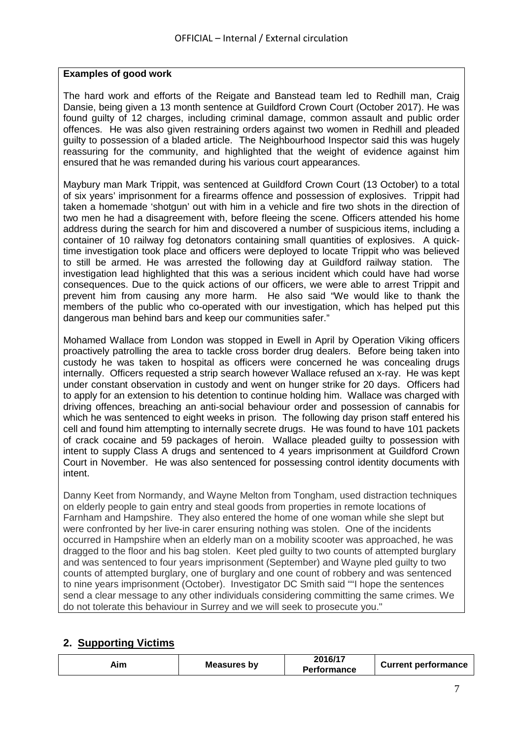**Examples of good work**

The hard work and efforts of the Reigate and Banstead team led to Redhill man, Craig Dansie, being given a 13 month sentence at Guildford Crown Court (October 2017). He was found guilty of 12 charges, including criminal damage, common assault and public order offences. He was also given restraining orders against two women in Redhill and pleaded guilty to possession of a bladed article. The Neighbourhood Inspector said this was hugely reassuring for the community, and highlighted that the weight of evidence against him ensured that he was remanded during his various court appearances.

Maybury man Mark Trippit, was sentenced at Guildford Crown Court (13 October) to a total of six years' imprisonment for a firearms offence and possession of explosives. Trippit had taken a homemade 'shotgun' out with him in a vehicle and fire two shots in the direction of two men he had a disagreement with, before fleeing the scene. Officers attended his home address during the search for him and discovered a number of suspicious items, including a container of 10 railway fog detonators containing small quantities of explosives. A quick-time investigation took place and officers were deployed to locate Trippit who was believed to still be armed. He was arrested the following day at Guildford railway station. The investigation lead highlighted that this was a serious incident which could have had worse consequences. Due to the quick actions of our officers, we were able to arrest Trippit and prevent him from causing any more harm. He also said "We would like to thank the members of the public who co-operated with our investigation, which has helped put this dangerous man behind bars and keep our communities safer."

Mohamed Wallace from London was stopped in Ewell in April by Operation Viking officers proactively patrolling the area to tackle cross border drug dealers. Before being taken into custody he was taken to hospital as officers were concerned he was concealing drugs internally. Officers requested a strip search however Wallace refused an x-ray. He was kept under constant observation in custody and went on hunger strike for 20 days. Officers had to apply for an extension to his detention to continue holding him. Wallace was charged with driving offences, breaching an anti-social behaviour order and possession of cannabis for which he was sentenced to eight weeks in prison. The following day prison staff entered his cell and found him attempting to internally secrete drugs. He was found to have 101 packets of crack cocaine and 59 packages of heroin. Wallace pleaded guilty to possession with intent to supply Class A drugs and sentenced to 4 years imprisonment at Guildford Crown Court in November. He was also sentenced for possessing control identity documents with intent.

Danny Keet from Normandy, and Wayne Melton from Tongham, used distraction techniques on elderly people to gain entry and steal goods from properties in remote locations of Farnham and Hampshire. They also entered the home of one woman while she slept but were confronted by her live-in carer ensuring nothing was stolen. One of the incidents occurred in Hampshire when an elderly man on a mobility scooter was approached, he was dragged to the floor and his bag stolen. Keet pled guilty to two counts of attempted burglary and was sentenced to four years imprisonment (September) and Wayne pled guilty to two counts of attempted burglary, one of burglary and one count of robbery and was sentenced to nine years imprisonment (October). Investigator DC Smith said ""I hope the sentences send a clear message to any other individuals considering committing the same crimes. We do not tolerate this behaviour in Surrey and we will seek to prosecute you."

## 2. Supporting Victims

| Aim | Measures by | 2016/17 Performance | Current performance |
|---|---|---|---|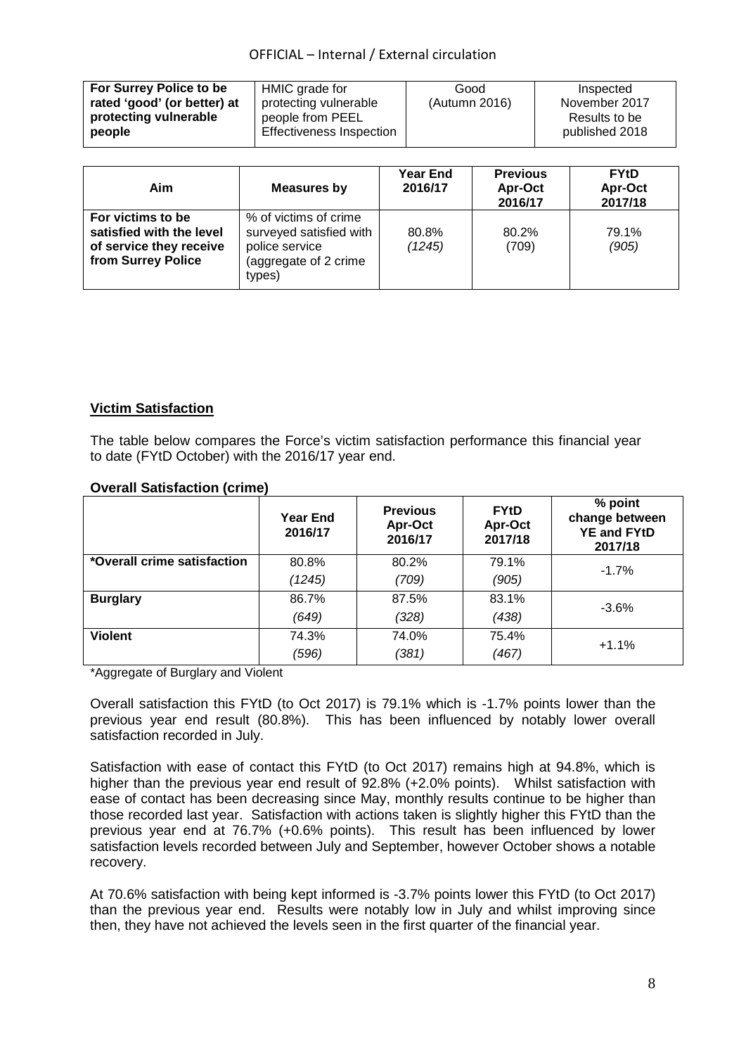| For Surrey Police to be rated 'good' (or better) at protecting vulnerable people | HMIC grade for protecting vulnerable people from PEEL Effectiveness Inspection | Good (Autumn 2016) | Inspected November 2017 Results to be published 2018 |
|---|---|---|---|

| Aim | Measures by | Year End 2016/17 | Previous Apr-Oct 2016/17 | FYtD Apr-Oct 2017/18 |
|---|---|---|---|---|
| **For victims to be satisfied with the level of service they receive from Surrey Police** | % of victims of crime surveyed satisfied with police service (aggregate of 2 crime types) | 80.8% *(1245)* | 80.2% (709) | 79.1% *(905)* |

## Victim Satisfaction

The table below compares the Force's victim satisfaction performance this financial year to date (FYtD October) with the 2016/17 year end.

### Overall Satisfaction (crime)

| | Year End 2016/17 | Previous Apr-Oct 2016/17 | FYtD Apr-Oct 2017/18 | % point change between YE and FYtD 2017/18 |
|---|---|---|---|---|
| **\*Overall crime satisfaction** | 80.8% *(1245)* | 80.2% *(709)* | 79.1% *(905)* | -1.7% |
| **Burglary** | 86.7% *(649)* | 87.5% *(328)* | 83.1% *(438)* | -3.6% |
| **Violent** | 74.3% *(596)* | 74.0% *(381)* | 75.4% *(467)* | +1.1% |

*Aggregate of Burglary and Violent

Overall satisfaction this FYtD (to Oct 2017) is 79.1% which is -1.7% points lower than the previous year end result (80.8%). This has been influenced by notably lower overall satisfaction recorded in July.

Satisfaction with ease of contact this FYtD (to Oct 2017) remains high at 94.8%, which is higher than the previous year end result of 92.8% (+2.0% points). Whilst satisfaction with ease of contact has been decreasing since May, monthly results continue to be higher than those recorded last year. Satisfaction with actions taken is slightly higher this FYtD than the previous year end at 76.7% (+0.6% points). This result has been influenced by lower satisfaction levels recorded between July and September, however October shows a notable recovery.

At 70.6% satisfaction with being kept informed is -3.7% points lower this FYtD (to Oct 2017) than the previous year end. Results were notably low in July and whilst improving since then, they have not achieved the levels seen in the first quarter of the financial year.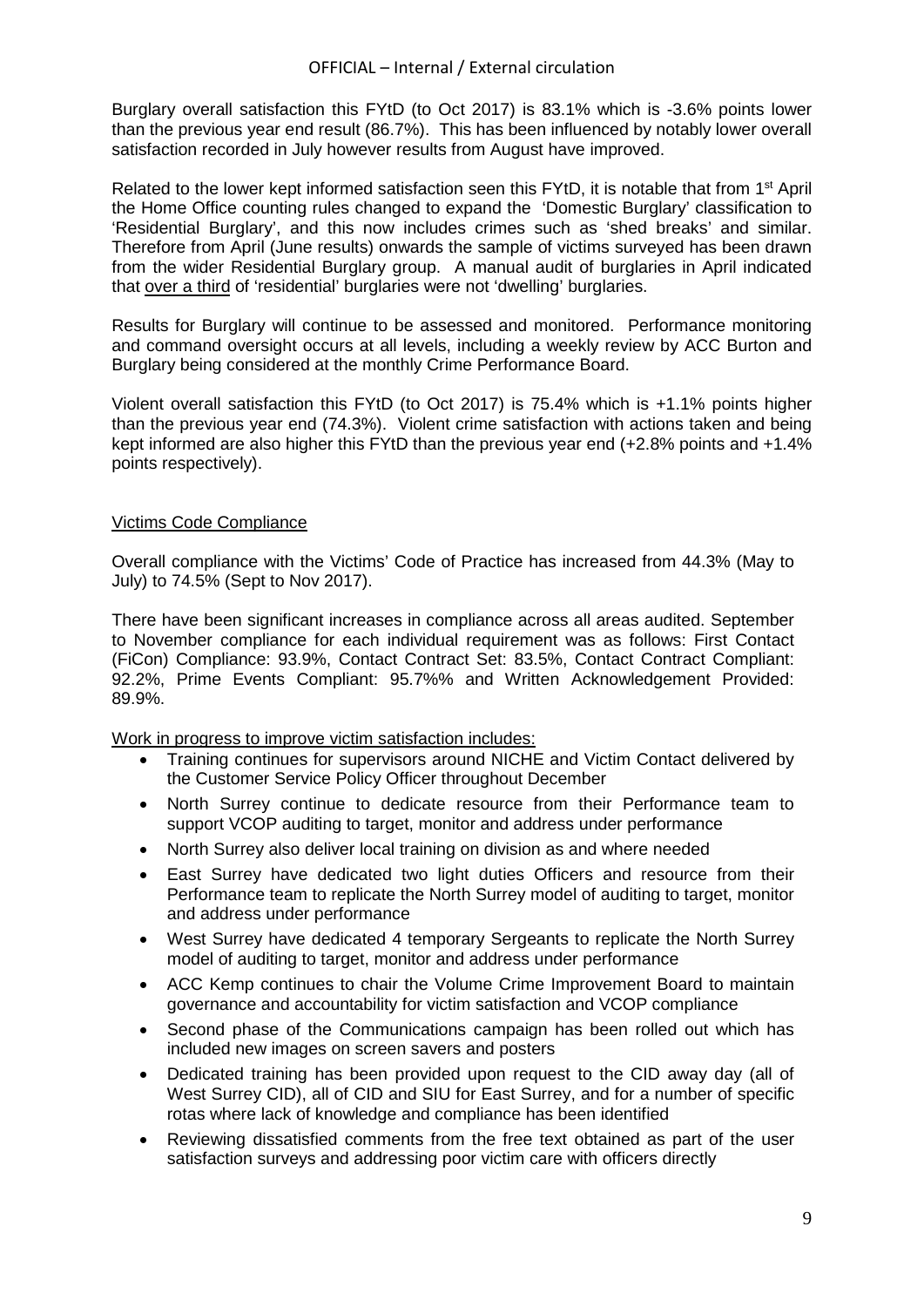Burglary overall satisfaction this FYtD (to Oct 2017) is 83.1% which is -3.6% points lower than the previous year end result (86.7%). This has been influenced by notably lower overall satisfaction recorded in July however results from August have improved.

Related to the lower kept informed satisfaction seen this FYtD, it is notable that from 1st April the Home Office counting rules changed to expand the 'Domestic Burglary' classification to 'Residential Burglary', and this now includes crimes such as 'shed breaks' and similar. Therefore from April (June results) onwards the sample of victims surveyed has been drawn from the wider Residential Burglary group. A manual audit of burglaries in April indicated that over a third of 'residential' burglaries were not 'dwelling' burglaries.

Results for Burglary will continue to be assessed and monitored. Performance monitoring and command oversight occurs at all levels, including a weekly review by ACC Burton and Burglary being considered at the monthly Crime Performance Board.

Violent overall satisfaction this FYtD (to Oct 2017) is 75.4% which is +1.1% points higher than the previous year end (74.3%). Violent crime satisfaction with actions taken and being kept informed are also higher this FYtD than the previous year end (+2.8% points and +1.4% points respectively).

## Victims Code Compliance

Overall compliance with the Victims' Code of Practice has increased from 44.3% (May to July) to 74.5% (Sept to Nov 2017).

There have been significant increases in compliance across all areas audited. September to November compliance for each individual requirement was as follows: First Contact (FiCon) Compliance: 93.9%, Contact Contract Set: 83.5%, Contact Contract Compliant: 92.2%, Prime Events Compliant: 95.7%% and Written Acknowledgement Provided: 89.9%.

Work in progress to improve victim satisfaction includes:

- Training continues for supervisors around NICHE and Victim Contact delivered by the Customer Service Policy Officer throughout December
- North Surrey continue to dedicate resource from their Performance team to support VCOP auditing to target, monitor and address under performance
- North Surrey also deliver local training on division as and where needed
- East Surrey have dedicated two light duties Officers and resource from their Performance team to replicate the North Surrey model of auditing to target, monitor and address under performance
- West Surrey have dedicated 4 temporary Sergeants to replicate the North Surrey model of auditing to target, monitor and address under performance
- ACC Kemp continues to chair the Volume Crime Improvement Board to maintain governance and accountability for victim satisfaction and VCOP compliance
- Second phase of the Communications campaign has been rolled out which has included new images on screen savers and posters
- Dedicated training has been provided upon request to the CID away day (all of West Surrey CID), all of CID and SIU for East Surrey, and for a number of specific rotas where lack of knowledge and compliance has been identified
- Reviewing dissatisfied comments from the free text obtained as part of the user satisfaction surveys and addressing poor victim care with officers directly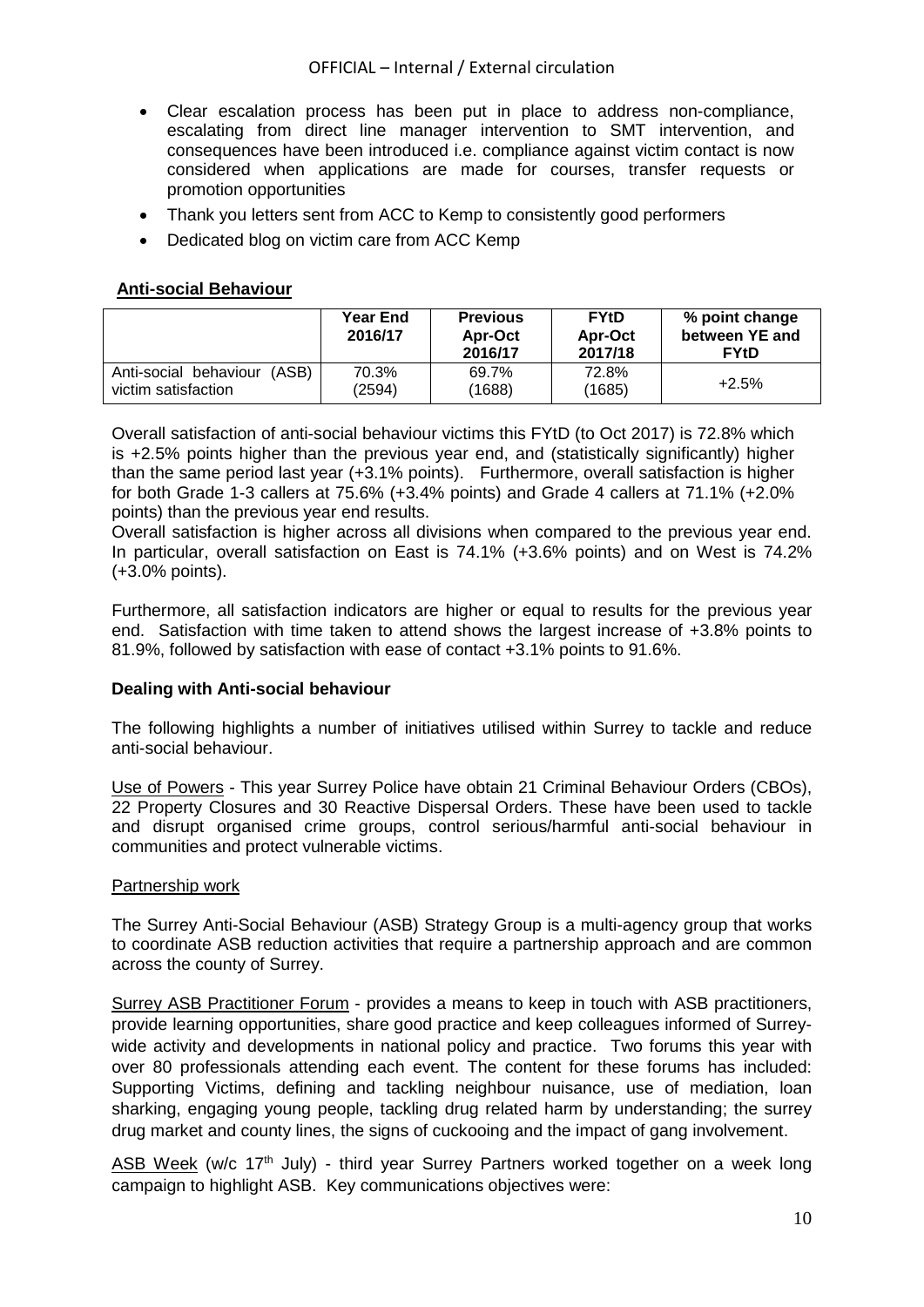- Clear escalation process has been put in place to address non-compliance, escalating from direct line manager intervention to SMT intervention, and consequences have been introduced i.e. compliance against victim contact is now considered when applications are made for courses, transfer requests or promotion opportunities
- Thank you letters sent from ACC to Kemp to consistently good performers
- Dedicated blog on victim care from ACC Kemp

## Anti-social Behaviour

| | Year End 2016/17 | Previous Apr-Oct 2016/17 | FYtD Apr-Oct 2017/18 | % point change between YE and FYtD |
|---|---|---|---|---|
| Anti-social behaviour (ASB) victim satisfaction | 70.3% (2594) | 69.7% (1688) | 72.8% (1685) | +2.5% |

Overall satisfaction of anti-social behaviour victims this FYtD (to Oct 2017) is 72.8% which is +2.5% points higher than the previous year end, and (statistically significantly) higher than the same period last year (+3.1% points). Furthermore, overall satisfaction is higher for both Grade 1-3 callers at 75.6% (+3.4% points) and Grade 4 callers at 71.1% (+2.0% points) than the previous year end results.

Overall satisfaction is higher across all divisions when compared to the previous year end. In particular, overall satisfaction on East is 74.1% (+3.6% points) and on West is 74.2% (+3.0% points).

Furthermore, all satisfaction indicators are higher or equal to results for the previous year end. Satisfaction with time taken to attend shows the largest increase of +3.8% points to 81.9%, followed by satisfaction with ease of contact +3.1% points to 91.6%.

### Dealing with Anti-social behaviour

The following highlights a number of initiatives utilised within Surrey to tackle and reduce anti-social behaviour.

Use of Powers - This year Surrey Police have obtain 21 Criminal Behaviour Orders (CBOs), 22 Property Closures and 30 Reactive Dispersal Orders. These have been used to tackle and disrupt organised crime groups, control serious/harmful anti-social behaviour in communities and protect vulnerable victims.

Partnership work

The Surrey Anti-Social Behaviour (ASB) Strategy Group is a multi-agency group that works to coordinate ASB reduction activities that require a partnership approach and are common across the county of Surrey.

Surrey ASB Practitioner Forum - provides a means to keep in touch with ASB practitioners, provide learning opportunities, share good practice and keep colleagues informed of Surrey-wide activity and developments in national policy and practice. Two forums this year with over 80 professionals attending each event. The content for these forums has included: Supporting Victims, defining and tackling neighbour nuisance, use of mediation, loan sharking, engaging young people, tackling drug related harm by understanding; the surrey drug market and county lines, the signs of cuckooing and the impact of gang involvement.

ASB Week (w/c 17th July) - third year Surrey Partners worked together on a week long campaign to highlight ASB. Key communications objectives were: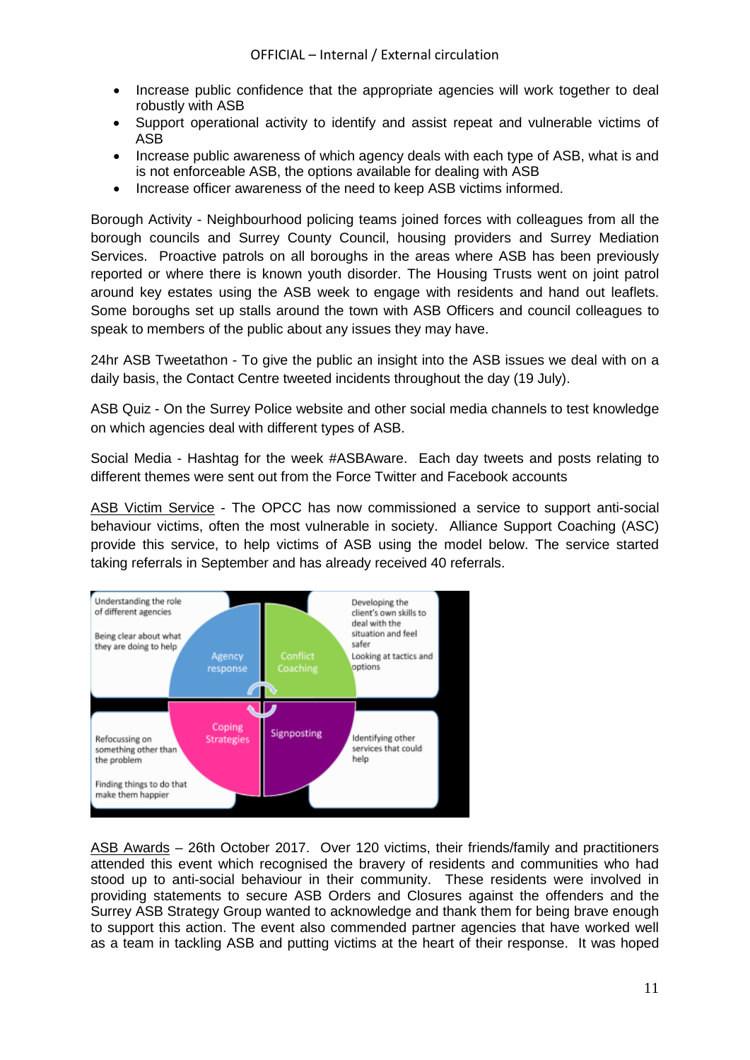- Increase public confidence that the appropriate agencies will work together to deal robustly with ASB
- Support operational activity to identify and assist repeat and vulnerable victims of ASB
- Increase public awareness of which agency deals with each type of ASB, what is and is not enforceable ASB, the options available for dealing with ASB
- Increase officer awareness of the need to keep ASB victims informed.

Borough Activity - Neighbourhood policing teams joined forces with colleagues from all the borough councils and Surrey County Council, housing providers and Surrey Mediation Services. Proactive patrols on all boroughs in the areas where ASB has been previously reported or where there is known youth disorder. The Housing Trusts went on joint patrol around key estates using the ASB week to engage with residents and hand out leaflets. Some boroughs set up stalls around the town with ASB Officers and council colleagues to speak to members of the public about any issues they may have.

24hr ASB Tweetathon - To give the public an insight into the ASB issues we deal with on a daily basis, the Contact Centre tweeted incidents throughout the day (19 July).

ASB Quiz - On the Surrey Police website and other social media channels to test knowledge on which agencies deal with different types of ASB.

Social Media - Hashtag for the week #ASBAware. Each day tweets and posts relating to different themes were sent out from the Force Twitter and Facebook accounts

<u>ASB Victim Service</u> - The OPCC has now commissioned a service to support anti-social behaviour victims, often the most vulnerable in society. Alliance Support Coaching (ASC) provide this service, to help victims of ASB using the model below. The service started taking referrals in September and has already received 40 referrals.

- **Agency response**: Understanding the role of different agencies; Being clear about what they are doing to help
- **Conflict Coaching**: Developing the client's own skills to deal with the situation and feel safer; Looking at tactics and options
- **Coping Strategies**: Refocussing on something other than the problem; Finding things to do that make them happier
- **Signposting**: Identifying other services that could help

<u>ASB Awards</u> – 26th October 2017. Over 120 victims, their friends/family and practitioners attended this event which recognised the bravery of residents and communities who had stood up to anti-social behaviour in their community. These residents were involved in providing statements to secure ASB Orders and Closures against the offenders and the Surrey ASB Strategy Group wanted to acknowledge and thank them for being brave enough to support this action. The event also commended partner agencies that have worked well as a team in tackling ASB and putting victims at the heart of their response. It was hoped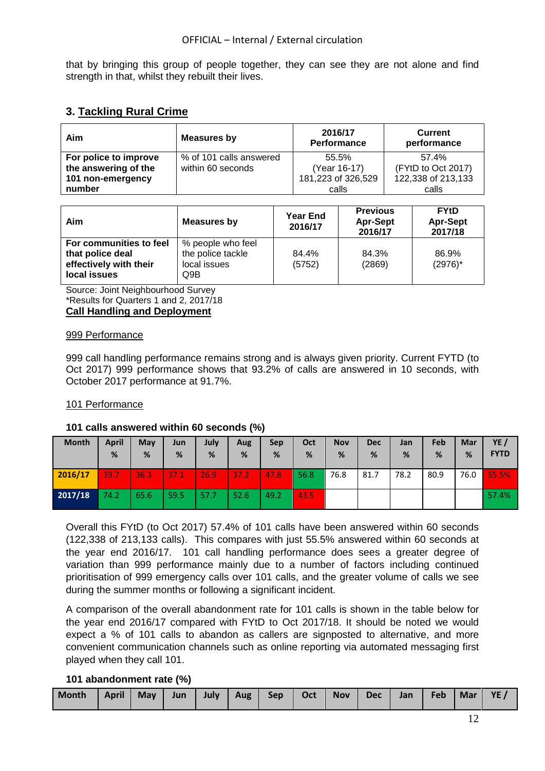that by bringing this group of people together, they can see they are not alone and find strength in that, whilst they rebuilt their lives.

## 3. Tackling Rural Crime

| Aim | Measures by | 2016/17 Performance | Current performance |
|---|---|---|---|
| **For police to improve the answering of the 101 non-emergency number** | % of 101 calls answered within 60 seconds | 55.5% (Year 16-17) 181,223 of 326,529 calls | 57.4% (FYtD to Oct 2017) 122,338 of 213,133 calls |

| Aim | Measures by | Year End 2016/17 | Previous Apr-Sept 2016/17 | FYtD Apr-Sept 2017/18 |
|---|---|---|---|---|
| **For communities to feel that police deal effectively with their local issues** | % people who feel the police tackle local issues Q9B | 84.4% (5752) | 84.3% (2869) | 86.9% (2976)* |

Source: Joint Neighbourhood Survey
*Results for Quarters 1 and 2, 2017/18

**Call Handling and Deployment**

999 Performance

999 call handling performance remains strong and is always given priority. Current FYTD (to Oct 2017) 999 performance shows that 93.2% of calls are answered in 10 seconds, with October 2017 performance at 91.7%.

101 Performance

**101 calls answered within 60 seconds (%)**

| Month | April % | May % | Jun % | July % | Aug % | Sep % | Oct % | Nov % | Dec % | Jan % | Feb % | Mar % | YE / FYTD |
|---|---|---|---|---|---|---|---|---|---|---|---|---|---|
| 2016/17 | 39.7 | 36.3 | 37.1 | 26.9 | 37.2 | 47.8 | 56.8 | 76.8 | 81.7 | 78.2 | 80.9 | 76.0 | 55.5% |
| 2017/18 | 74.2 | 65.6 | 59.5 | 57.7 | 52.6 | 49.2 | 43.5 | | | | | | 57.4% |

Overall this FYtD (to Oct 2017) 57.4% of 101 calls have been answered within 60 seconds (122,338 of 213,133 calls). This compares with just 55.5% answered within 60 seconds at the year end 2016/17. 101 call handling performance does sees a greater degree of variation than 999 performance mainly due to a number of factors including continued prioritisation of 999 emergency calls over 101 calls, and the greater volume of calls we see during the summer months or following a significant incident.

A comparison of the overall abandonment rate for 101 calls is shown in the table below for the year end 2016/17 compared with FYtD to Oct 2017/18. It should be noted we would expect a % of 101 calls to abandon as callers are signposted to alternative, and more convenient communication channels such as online reporting via automated messaging first played when they call 101.

**101 abandonment rate (%)**

| Month | April | May | Jun | July | Aug | Sep | Oct | Nov | Dec | Jan | Feb | Mar | YE / |
|---|---|---|---|---|---|---|---|---|---|---|---|---|---|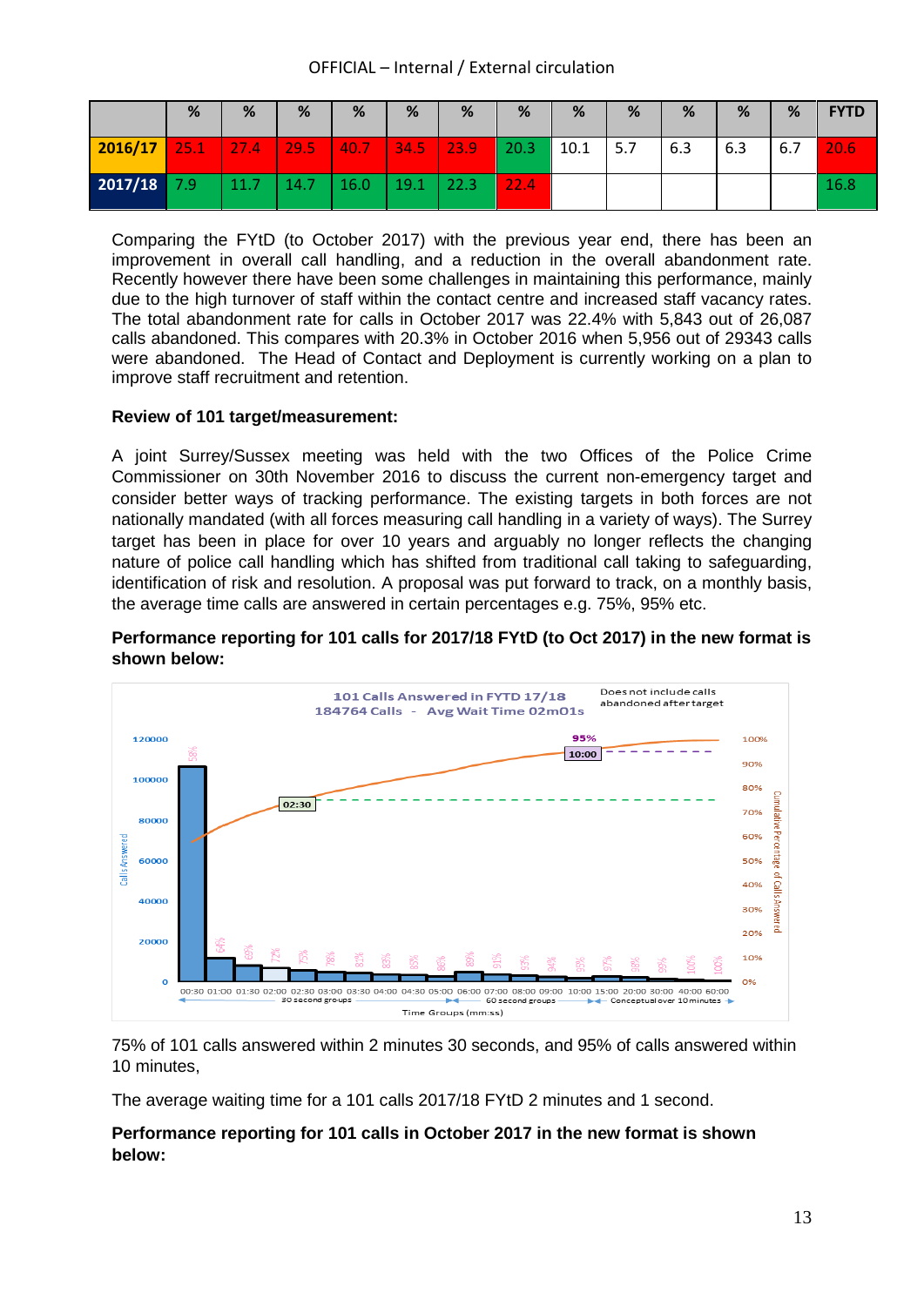OFFICIAL – Internal / External circulation

| | % | % | % | % | % | % | % | % | % | % | % | % | FYTD |
|---|---|---|---|---|---|---|---|---|---|---|---|---|---|
| 2016/17 | 25.1 | 27.4 | 29.5 | 40.7 | 34.5 | 23.9 | 20.3 | 10.1 | 5.7 | 6.3 | 6.3 | 6.7 | 20.6 |
| 2017/18 | 7.9 | 11.7 | 14.7 | 16.0 | 19.1 | 22.3 | 22.4 | | | | | | 16.8 |

Comparing the FYtD (to October 2017) with the previous year end, there has been an improvement in overall call handling, and a reduction in the overall abandonment rate. Recently however there have been some challenges in maintaining this performance, mainly due to the high turnover of staff within the contact centre and increased staff vacancy rates. The total abandonment rate for calls in October 2017 was 22.4% with 5,843 out of 26,087 calls abandoned. This compares with 20.3% in October 2016 when 5,956 out of 29343 calls were abandoned. The Head of Contact and Deployment is currently working on a plan to improve staff recruitment and retention.

**Review of 101 target/measurement:**

A joint Surrey/Sussex meeting was held with the two Offices of the Police Crime Commissioner on 30th November 2016 to discuss the current non-emergency target and consider better ways of tracking performance. The existing targets in both forces are not nationally mandated (with all forces measuring call handling in a variety of ways). The Surrey target has been in place for over 10 years and arguably no longer reflects the changing nature of police call handling which has shifted from traditional call taking to safeguarding, identification of risk and resolution. A proposal was put forward to track, on a monthly basis, the average time calls are answered in certain percentages e.g. 75%, 95% etc.

**Performance reporting for 101 calls for 2017/18 FYtD (to Oct 2017) in the new format is shown below:**

75% of 101 calls answered within 2 minutes 30 seconds, and 95% of calls answered within 10 minutes,

The average waiting time for a 101 calls 2017/18 FYtD 2 minutes and 1 second.

**Performance reporting for 101 calls in October 2017 in the new format is shown below:**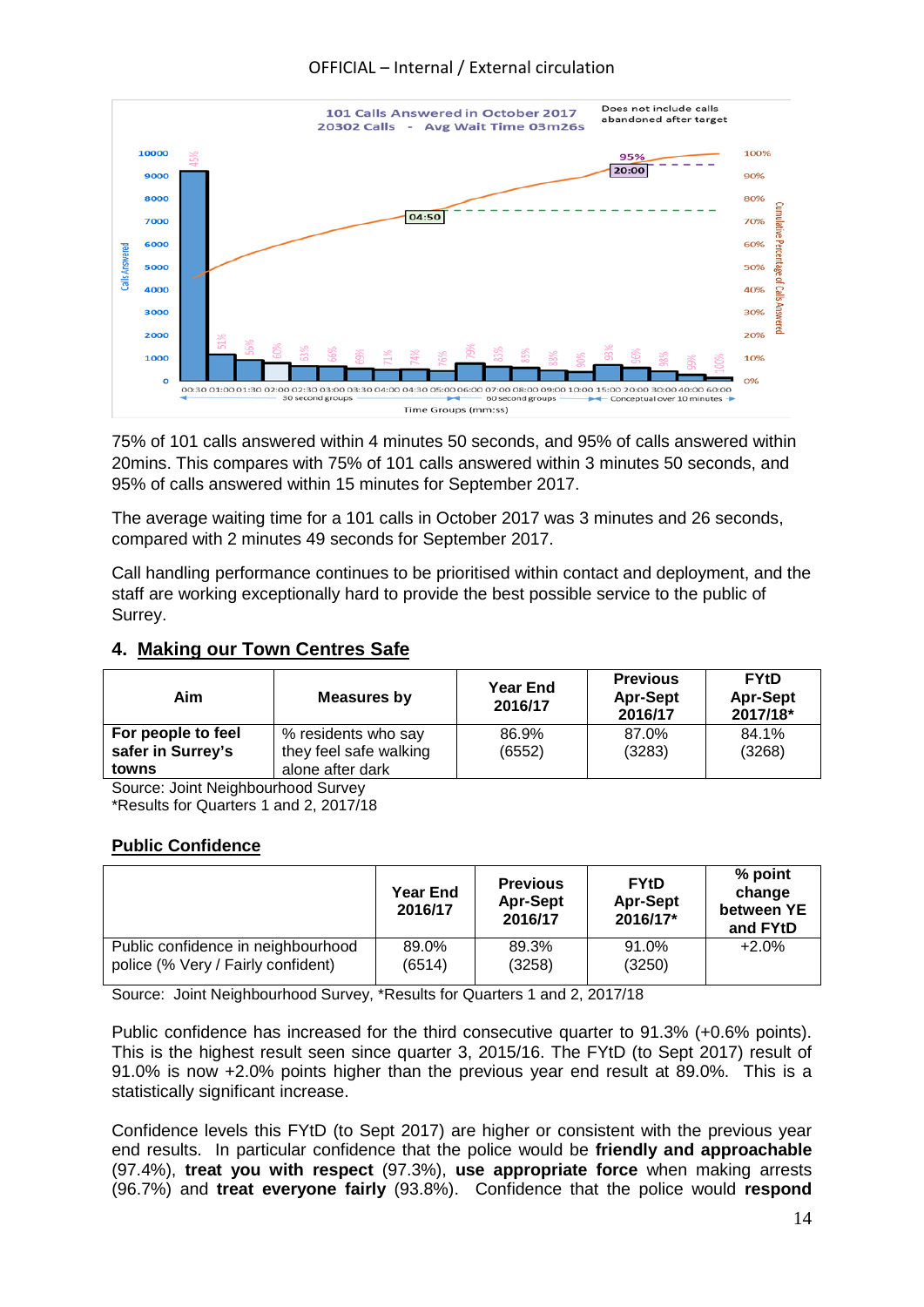101 Calls Answered in October 2017
20302 Calls - Avg Wait Time 03m26s

Does not include calls abandoned after target

75% of 101 calls answered within 4 minutes 50 seconds, and 95% of calls answered within 20mins. This compares with 75% of 101 calls answered within 3 minutes 50 seconds, and 95% of calls answered within 15 minutes for September 2017.

The average waiting time for a 101 calls in October 2017 was 3 minutes and 26 seconds, compared with 2 minutes 49 seconds for September 2017.

Call handling performance continues to be prioritised within contact and deployment, and the staff are working exceptionally hard to provide the best possible service to the public of Surrey.

## 4. Making our Town Centres Safe

| Aim | Measures by | Year End 2016/17 | Previous Apr-Sept 2016/17 | FYtD Apr-Sept 2017/18* |
|---|---|---|---|---|
| **For people to feel safer in Surrey's towns** | % residents who say they feel safe walking alone after dark | 86.9% (6552) | 87.0% (3283) | 84.1% (3268) |

Source: Joint Neighbourhood Survey
*Results for Quarters 1 and 2, 2017/18

### Public Confidence

| | Year End 2016/17 | Previous Apr-Sept 2016/17 | FYtD Apr-Sept 2016/17* | % point change between YE and FYtD |
|---|---|---|---|---|
| Public confidence in neighbourhood police (% Very / Fairly confident) | 89.0% (6514) | 89.3% (3258) | 91.0% (3250) | +2.0% |

Source: Joint Neighbourhood Survey, *Results for Quarters 1 and 2, 2017/18

Public confidence has increased for the third consecutive quarter to 91.3% (+0.6% points). This is the highest result seen since quarter 3, 2015/16. The FYtD (to Sept 2017) result of 91.0% is now +2.0% points higher than the previous year end result at 89.0%. This is a statistically significant increase.

Confidence levels this FYtD (to Sept 2017) are higher or consistent with the previous year end results. In particular confidence that the police would be **friendly and approachable** (97.4%), **treat you with respect** (97.3%), **use appropriate force** when making arrests (96.7%) and **treat everyone fairly** (93.8%). Confidence that the police would **respond**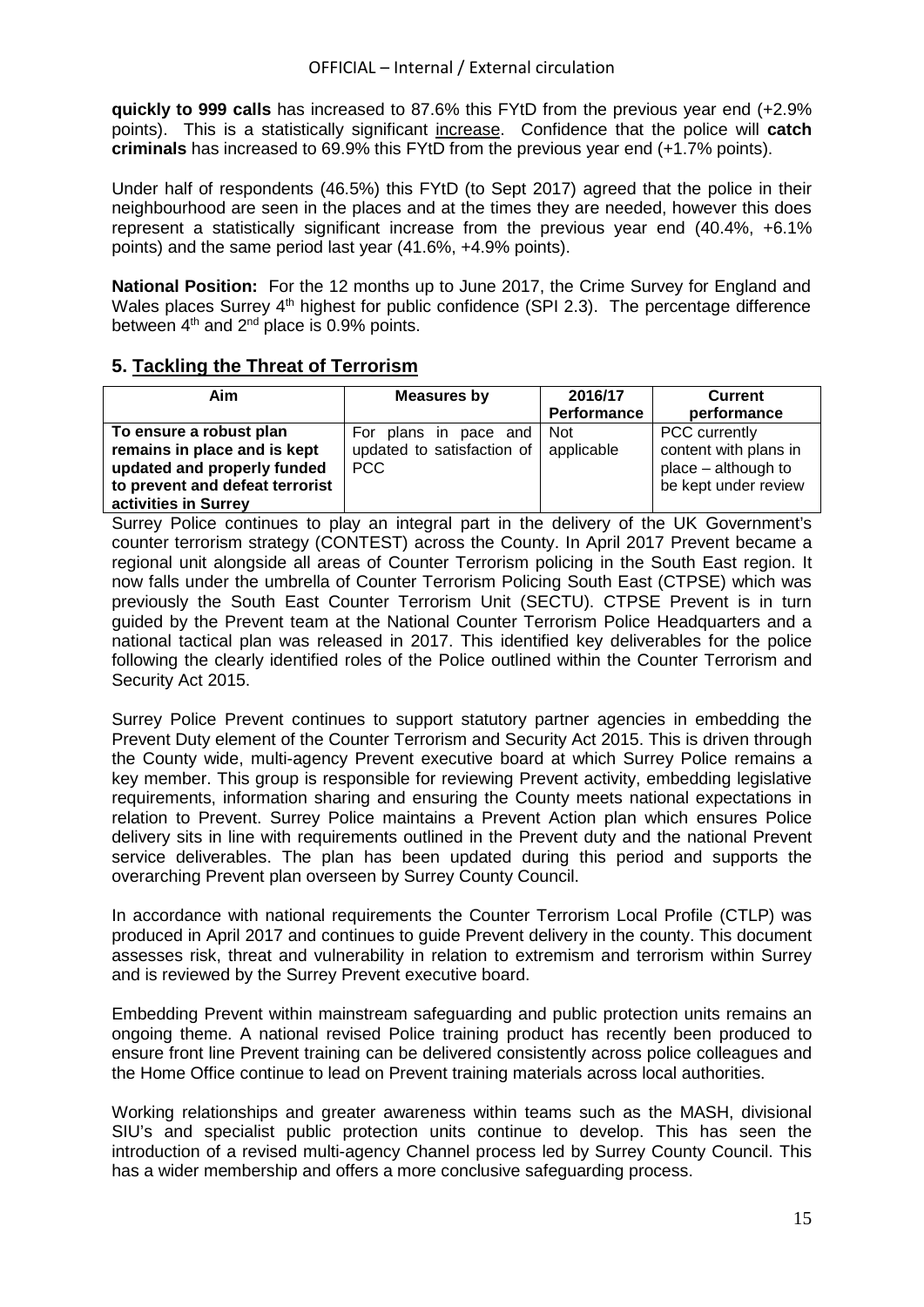**quickly to 999 calls** has increased to 87.6% this FYtD from the previous year end (+2.9% points). This is a statistically significant increase. Confidence that the police will **catch criminals** has increased to 69.9% this FYtD from the previous year end (+1.7% points).

Under half of respondents (46.5%) this FYtD (to Sept 2017) agreed that the police in their neighbourhood are seen in the places and at the times they are needed, however this does represent a statistically significant increase from the previous year end (40.4%, +6.1% points) and the same period last year (41.6%, +4.9% points).

**National Position:** For the 12 months up to June 2017, the Crime Survey for England and Wales places Surrey 4th highest for public confidence (SPI 2.3). The percentage difference between 4th and 2nd place is 0.9% points.

## 5. Tackling the Threat of Terrorism

| Aim | Measures by | 2016/17 Performance | Current performance |
|---|---|---|---|
| **To ensure a robust plan remains in place and is kept updated and properly funded to prevent and defeat terrorist activities in Surrey** | For plans in pace and updated to satisfaction of PCC | Not applicable | PCC currently content with plans in place – although to be kept under review |

Surrey Police continues to play an integral part in the delivery of the UK Government's counter terrorism strategy (CONTEST) across the County. In April 2017 Prevent became a regional unit alongside all areas of Counter Terrorism policing in the South East region. It now falls under the umbrella of Counter Terrorism Policing South East (CTPSE) which was previously the South East Counter Terrorism Unit (SECTU). CTPSE Prevent is in turn guided by the Prevent team at the National Counter Terrorism Police Headquarters and a national tactical plan was released in 2017. This identified key deliverables for the police following the clearly identified roles of the Police outlined within the Counter Terrorism and Security Act 2015.

Surrey Police Prevent continues to support statutory partner agencies in embedding the Prevent Duty element of the Counter Terrorism and Security Act 2015. This is driven through the County wide, multi-agency Prevent executive board at which Surrey Police remains a key member. This group is responsible for reviewing Prevent activity, embedding legislative requirements, information sharing and ensuring the County meets national expectations in relation to Prevent. Surrey Police maintains a Prevent Action plan which ensures Police delivery sits in line with requirements outlined in the Prevent duty and the national Prevent service deliverables. The plan has been updated during this period and supports the overarching Prevent plan overseen by Surrey County Council.

In accordance with national requirements the Counter Terrorism Local Profile (CTLP) was produced in April 2017 and continues to guide Prevent delivery in the county. This document assesses risk, threat and vulnerability in relation to extremism and terrorism within Surrey and is reviewed by the Surrey Prevent executive board.

Embedding Prevent within mainstream safeguarding and public protection units remains an ongoing theme. A national revised Police training product has recently been produced to ensure front line Prevent training can be delivered consistently across police colleagues and the Home Office continue to lead on Prevent training materials across local authorities.

Working relationships and greater awareness within teams such as the MASH, divisional SIU's and specialist public protection units continue to develop. This has seen the introduction of a revised multi-agency Channel process led by Surrey County Council. This has a wider membership and offers a more conclusive safeguarding process.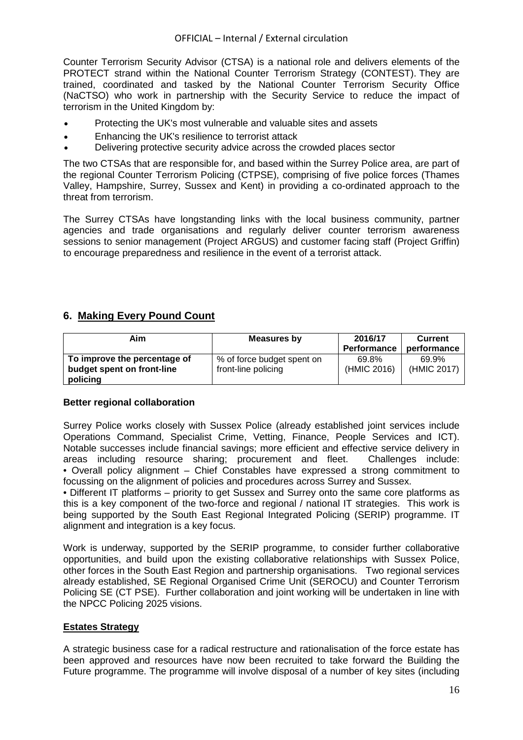Counter Terrorism Security Advisor (CTSA) is a national role and delivers elements of the PROTECT strand within the National Counter Terrorism Strategy (CONTEST). They are trained, coordinated and tasked by the National Counter Terrorism Security Office (NaCTSO) who work in partnership with the Security Service to reduce the impact of terrorism in the United Kingdom by:

- Protecting the UK's most vulnerable and valuable sites and assets
- Enhancing the UK's resilience to terrorist attack
- Delivering protective security advice across the crowded places sector

The two CTSAs that are responsible for, and based within the Surrey Police area, are part of the regional Counter Terrorism Policing (CTPSE), comprising of five police forces (Thames Valley, Hampshire, Surrey, Sussex and Kent) in providing a co-ordinated approach to the threat from terrorism.

The Surrey CTSAs have longstanding links with the local business community, partner agencies and trade organisations and regularly deliver counter terrorism awareness sessions to senior management (Project ARGUS) and customer facing staff (Project Griffin) to encourage preparedness and resilience in the event of a terrorist attack.

## 6. Making Every Pound Count

| Aim | Measures by | 2016/17 Performance | Current performance |
|---|---|---|---|
| **To improve the percentage of budget spent on front-line policing** | % of force budget spent on front-line policing | 69.8% (HMIC 2016) | 69.9% (HMIC 2017) |

**Better regional collaboration**

Surrey Police works closely with Sussex Police (already established joint services include Operations Command, Specialist Crime, Vetting, Finance, People Services and ICT). Notable successes include financial savings; more efficient and effective service delivery in areas including resource sharing; procurement and fleet. Challenges include:
• Overall policy alignment – Chief Constables have expressed a strong commitment to focussing on the alignment of policies and procedures across Surrey and Sussex.
• Different IT platforms – priority to get Sussex and Surrey onto the same core platforms as this is a key component of the two-force and regional / national IT strategies. This work is being supported by the South East Regional Integrated Policing (SERIP) programme. IT alignment and integration is a key focus.

Work is underway, supported by the SERIP programme, to consider further collaborative opportunities, and build upon the existing collaborative relationships with Sussex Police, other forces in the South East Region and partnership organisations. Two regional services already established, SE Regional Organised Crime Unit (SEROCU) and Counter Terrorism Policing SE (CT PSE). Further collaboration and joint working will be undertaken in line with the NPCC Policing 2025 visions.

**Estates Strategy**

A strategic business case for a radical restructure and rationalisation of the force estate has been approved and resources have now been recruited to take forward the Building the Future programme. The programme will involve disposal of a number of key sites (including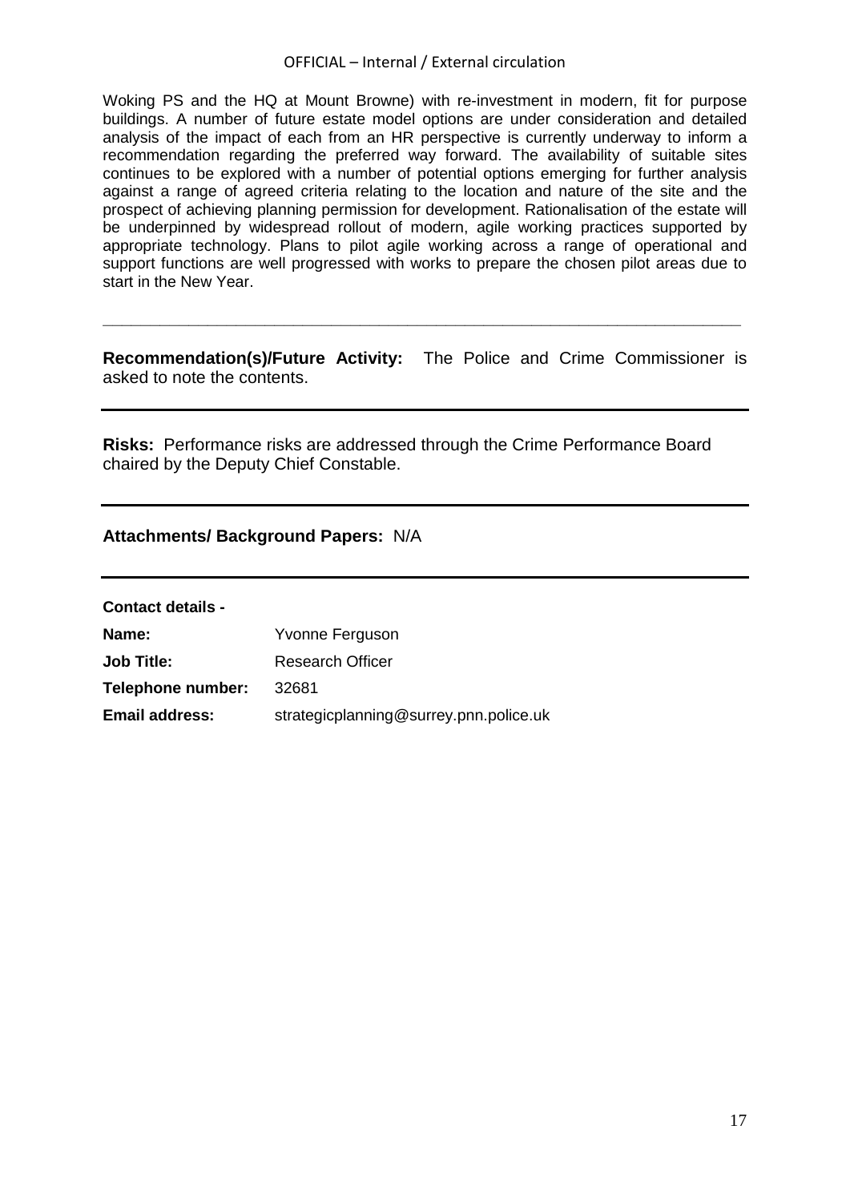Woking PS and the HQ at Mount Browne) with re-investment in modern, fit for purpose buildings. A number of future estate model options are under consideration and detailed analysis of the impact of each from an HR perspective is currently underway to inform a recommendation regarding the preferred way forward. The availability of suitable sites continues to be explored with a number of potential options emerging for further analysis against a range of agreed criteria relating to the location and nature of the site and the prospect of achieving planning permission for development. Rationalisation of the estate will be underpinned by widespread rollout of modern, agile working practices supported by appropriate technology. Plans to pilot agile working across a range of operational and support functions are well progressed with works to prepare the chosen pilot areas due to start in the New Year.

---

**Recommendation(s)/Future Activity:** The Police and Crime Commissioner is asked to note the contents.

---

**Risks:** Performance risks are addressed through the Crime Performance Board chaired by the Deputy Chief Constable.

---

**Attachments/ Background Papers:** N/A

---

**Contact details -**

| | |
|---|---|
| **Name:** | Yvonne Ferguson |
| **Job Title:** | Research Officer |
| **Telephone number:** | 32681 |
| **Email address:** | strategicplanning@surrey.pnn.police.uk |